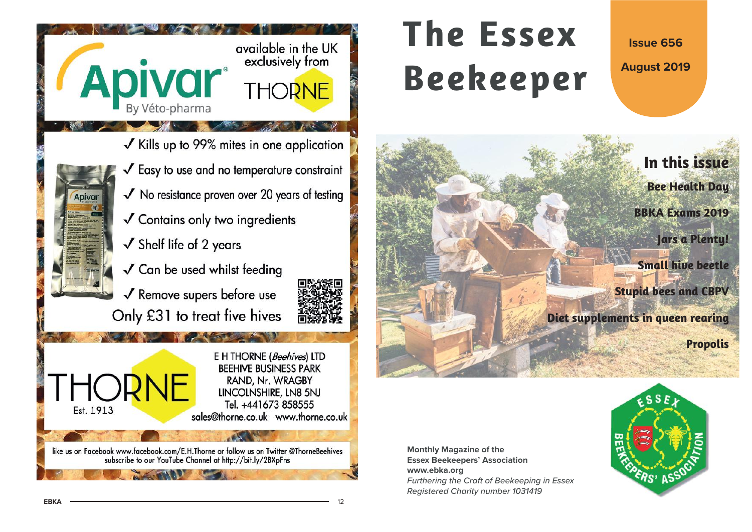**Apivar®**
By Véto-pharma

available in the UK exclusively from THORNE

- ✓ Kills up to 99% mites in one application
- ✓ Easy to use and no temperature constraint
- ✓ No resistance proven over 20 years of testing
- ✓ Contains only two ingredients
- ✓ Shelf life of 2 years
- ✓ Can be used whilst feeding
- ✓ Remove supers before use

Only £31 to treat five hives

THORNE
Est. 1913

E H THORNE (*Beehives*) LTD
BEEHIVE BUSINESS PARK
RAND, Nr. WRAGBY
LINCOLNSHIRE, LN8 5NJ
Tel. +441673 858555
sales@thorne.co.uk www.thorne.co.uk

like us on Facebook www.facebook.com/E.H.Thorne or follow us on Twitter @ThorneBeehives
subscribe to our YouTube Channel at http://bit.ly/2BXpFns

# The Essex Beekeeper

**Issue 656**

**August 2019**

## In this issue

- **Bee Health Day**
- **BBKA Exams 2019**
- **Jars a Plenty!**
- **Small hive beetle**
- **Stupid bees and CBPV**
- **Diet supplements in queen rearing**
- **Propolis**

**Monthly Magazine of the**
**Essex Beekeepers' Association**
**www.ebka.org**
*Furthering the Craft of Beekeeping in Essex*
*Registered Charity number 1031419*

ESSEX BEEKEEPERS' ASSOCIATION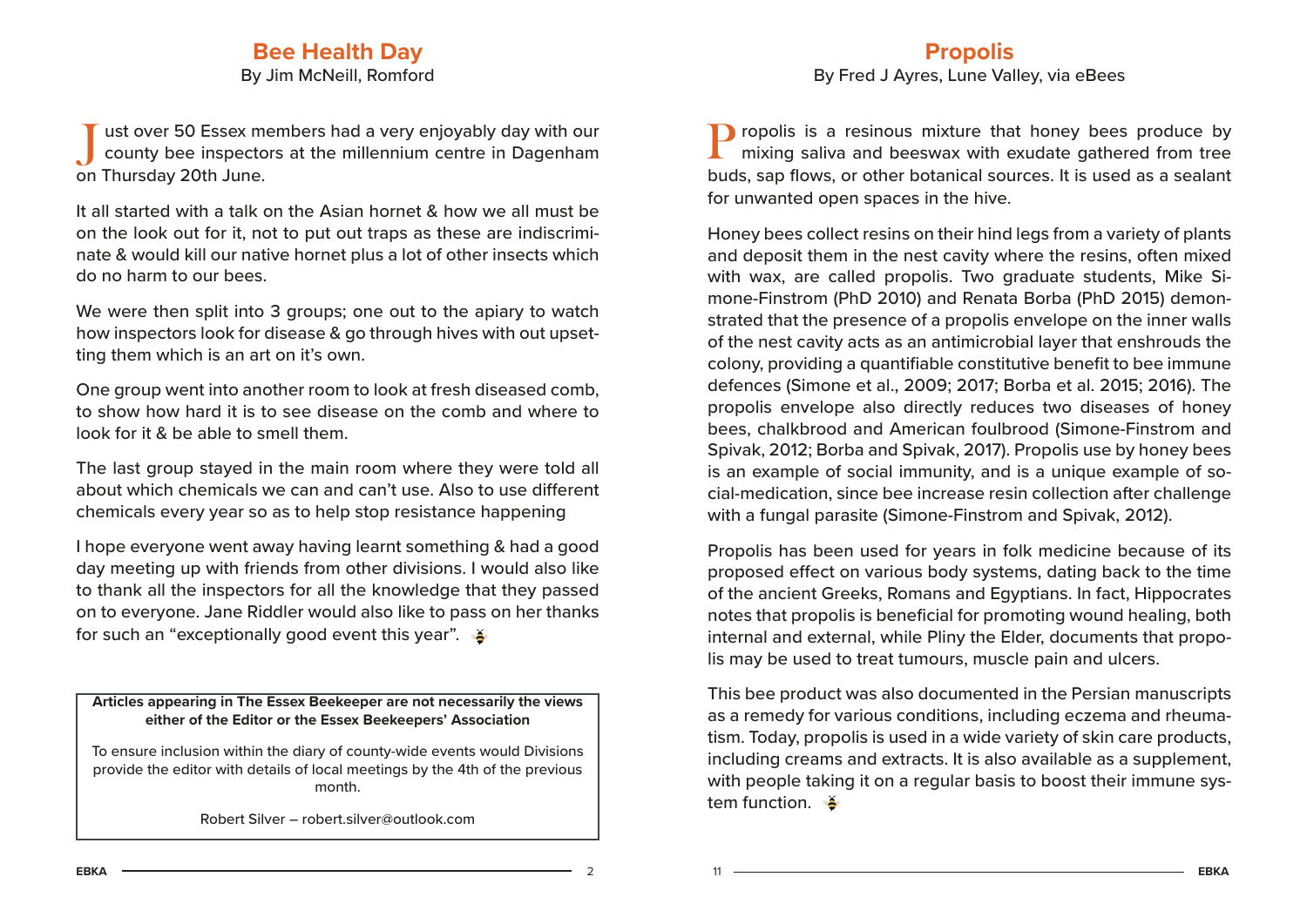## Bee Health Day

By Jim McNeill, Romford

Just over 50 Essex members had a very enjoyably day with our county bee inspectors at the millennium centre in Dagenham on Thursday 20th June.

It all started with a talk on the Asian hornet & how we all must be on the look out for it, not to put out traps as these are indiscriminate & would kill our native hornet plus a lot of other insects which do no harm to our bees.

We were then split into 3 groups; one out to the apiary to watch how inspectors look for disease & go through hives with out upsetting them which is an art on it's own.

One group went into another room to look at fresh diseased comb, to show how hard it is to see disease on the comb and where to look for it & be able to smell them.

The last group stayed in the main room where they were told all about which chemicals we can and can't use. Also to use different chemicals every year so as to help stop resistance happening

I hope everyone went away having learnt something & had a good day meeting up with friends from other divisions. I would also like to thank all the inspectors for all the knowledge that they passed on to everyone. Jane Riddler would also like to pass on her thanks for such an "exceptionally good event this year".

---

**Articles appearing in The Essex Beekeeper are not necessarily the views either of the Editor or the Essex Beekeepers' Association**

To ensure inclusion within the diary of county-wide events would Divisions provide the editor with details of local meetings by the 4th of the previous month.

Robert Silver – robert.silver@outlook.com

---

## Propolis

By Fred J Ayres, Lune Valley, via eBees

Propolis is a resinous mixture that honey bees produce by mixing saliva and beeswax with exudate gathered from tree buds, sap flows, or other botanical sources. It is used as a sealant for unwanted open spaces in the hive.

Honey bees collect resins on their hind legs from a variety of plants and deposit them in the nest cavity where the resins, often mixed with wax, are called propolis. Two graduate students, Mike Simone-Finstrom (PhD 2010) and Renata Borba (PhD 2015) demonstrated that the presence of a propolis envelope on the inner walls of the nest cavity acts as an antimicrobial layer that enshrouds the colony, providing a quantifiable constitutive benefit to bee immune defences (Simone et al., 2009; 2017; Borba et al. 2015; 2016). The propolis envelope also directly reduces two diseases of honey bees, chalkbrood and American foulbrood (Simone-Finstrom and Spivak, 2012; Borba and Spivak, 2017). Propolis use by honey bees is an example of social immunity, and is a unique example of social-medication, since bee increase resin collection after challenge with a fungal parasite (Simone-Finstrom and Spivak, 2012).

Propolis has been used for years in folk medicine because of its proposed effect on various body systems, dating back to the time of the ancient Greeks, Romans and Egyptians. In fact, Hippocrates notes that propolis is beneficial for promoting wound healing, both internal and external, while Pliny the Elder, documents that propolis may be used to treat tumours, muscle pain and ulcers.

This bee product was also documented in the Persian manuscripts as a remedy for various conditions, including eczema and rheumatism. Today, propolis is used in a wide variety of skin care products, including creams and extracts. It is also available as a supplement, with people taking it on a regular basis to boost their immune system function.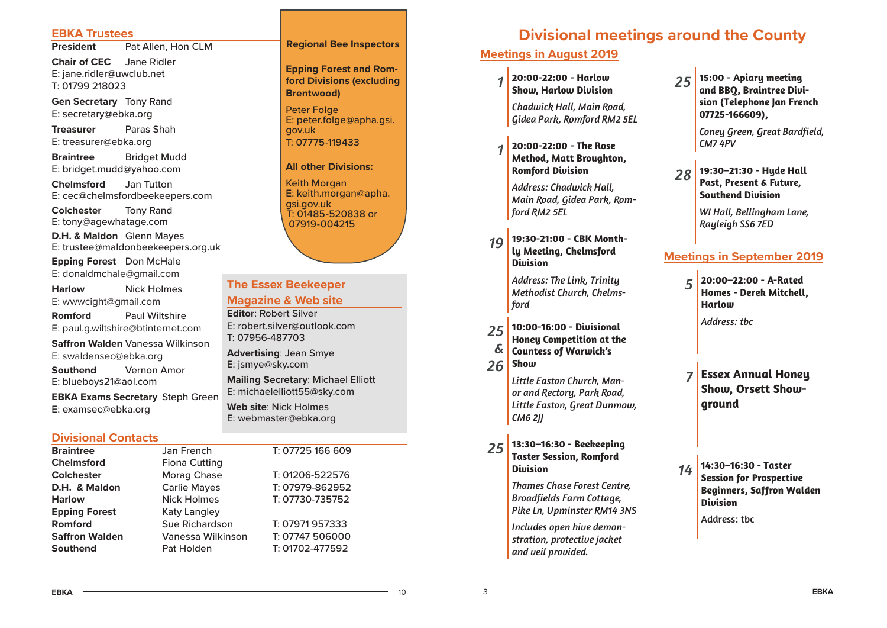## EBKA Trustees

**President** Pat Allen, Hon CLM

**Chair of CEC** Jane Ridler
E: jane.ridler@uwclub.net
T: 01799 218023

**Gen Secretary** Tony Rand
E: secretary@ebka.org

**Treasurer** Paras Shah
E: treasurer@ebka.org

**Braintree** Bridget Mudd
E: bridget.mudd@yahoo.com

**Chelmsford** Jan Tutton
E: cec@chelmsfordbeekeepers.com

**Colchester** Tony Rand
E: tony@agewhatage.com

**D.H. & Maldon** Glenn Mayes
E: trustee@maldonbeekeepers.org.uk

**Epping Forest** Don McHale
E: donaldmchale@gmail.com

**Harlow** Nick Holmes
E: wwwcight@gmail.com

**Romford** Paul Wiltshire
E: paul.g.wiltshire@btinternet.com

**Saffron Walden** Vanessa Wilkinson
E: swaldensec@ebka.org

**Southend** Vernon Amor
E: blueboys21@aol.com

**EBKA Exams Secretary** Steph Green
E: examsec@ebka.org

### Regional Bee Inspectors

**Epping Forest and Romford Divisions (excluding Brentwood)**

Peter Folge
E: peter.folge@apha.gsi.gov.uk
T: 07775-119433

**All other Divisions:**

Keith Morgan
E: keith.morgan@apha.gsi.gov.uk
T: 01485-520838 or 07919-004215

### The Essex Beekeeper Magazine & Web site

**Editor**: Robert Silver
E: robert.silver@outlook.com
T: 07956-487703

**Advertising**: Jean Smye
E: jsmye@sky.com

**Mailing Secretary**: Michael Elliott
E: michaelelliott55@sky.com

**Web site**: Nick Holmes
E: webmaster@ebka.org

## Divisional Contacts

| Division | Contact | Telephone |
|---|---|---|
| **Braintree** | Jan French | T: 07725 166 609 |
| **Chelmsford** | Fiona Cutting | |
| **Colchester** | Morag Chase | T: 01206-522576 |
| **D.H. & Maldon** | Carlie Mayes | T: 07979-862952 |
| **Harlow** | Nick Holmes | T: 07730-735752 |
| **Epping Forest** | Katy Langley | |
| **Romford** | Sue Richardson | T: 07971 957333 |
| **Saffron Walden** | Vanessa Wilkinson | T: 07747 506000 |
| **Southend** | Pat Holden | T: 01702-477592 |

# Divisional meetings around the County

## Meetings in August 2019

**1** — **20:00-22:00 - Harlow Show, Harlow Division**
*Chadwick Hall, Main Road, Gidea Park, Romford RM2 5EL*

**1** — **20:00-22:00 - The Rose Method, Matt Broughton, Romford Division**
*Address: Chadwick Hall, Main Road, Gidea Park, Romford RM2 5EL*

**19** — **19:30-21:00 - CBK Monthly Meeting, Chelmsford Division**
*Address: The Link, Trinity Methodist Church, Chelmsford*

**25 & 26** — **10:00-16:00 - Divisional Honey Competition at the Countess of Warwick's Show**
*Little Easton Church, Manor and Rectory, Park Road, Little Easton, Great Dunmow, CM6 2JJ*

**25** — **13:30–16:30 - Beekeeping Taster Session, Romford Division**
*Thames Chase Forest Centre, Broadfields Farm Cottage, Pike Ln, Upminster RM14 3NS*
*Includes open hive demonstration, protective jacket and veil provided.*

**25** — **15:00 - Apiary meeting and BBQ, Braintree Division (Telephone Jan French 07725-166609),**
*Coney Green, Great Bardfield, CM7 4PV*

**28** — **19:30–21:30 - Hyde Hall Past, Present & Future, Southend Division**
*WI Hall, Bellingham Lane, Rayleigh SS6 7ED*

## Meetings in September 2019

**5** — **20:00–22:00 - A-Rated Homes - Derek Mitchell, Harlow**
*Address: tbc*

**7** — **Essex Annual Honey Show, Orsett Showground**

**14** — **14:30–16:30 - Taster Session for Prospective Beginners, Saffron Walden Division**
Address: tbc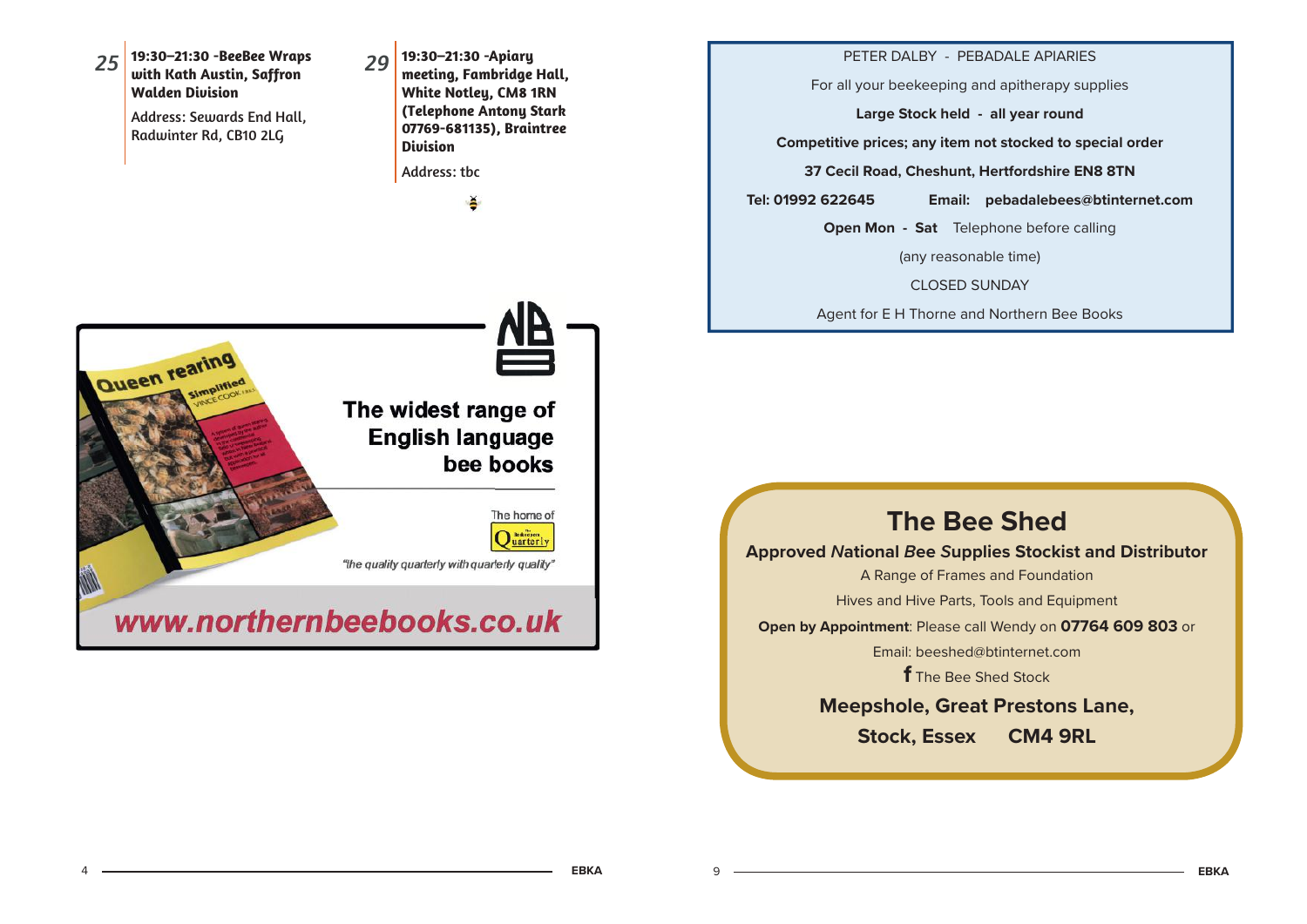**25** **19:30–21:30 -BeeBee Wraps with Kath Austin, Saffron Walden Division**

Address: Sewards End Hall, Radwinter Rd, CB10 2LG

**29** **19:30–21:30 -Apiary meeting, Fambridge Hall, White Notley, CM8 1RN (Telephone Antony Stark 07769-681135), Braintree Division**

Address: tbc

The widest range of English language bee books

The home of The Beekeepers Quarterly

"the quality quarterly with quarterly quality"

www.northernbeebooks.co.uk

PETER DALBY - PEBADALE APIARIES

For all your beekeeping and apitherapy supplies

**Large Stock held - all year round**

**Competitive prices; any item not stocked to special order**

**37 Cecil Road, Cheshunt, Hertfordshire EN8 8TN**

**Tel: 01992 622645** **Email: pebadalebees@btinternet.com**

**Open Mon - Sat** Telephone before calling

(any reasonable time)

CLOSED SUNDAY

Agent for E H Thorne and Northern Bee Books

## The Bee Shed

**Approved *N*ational *Bee* *S*upplies Stockist and Distributor**

A Range of Frames and Foundation

Hives and Hive Parts, Tools and Equipment

**Open by Appointment**: Please call Wendy on **07764 609 803** or

Email: beeshed@btinternet.com

f The Bee Shed Stock

**Meepshole, Great Prestons Lane,**

**Stock, Essex CM4 9RL**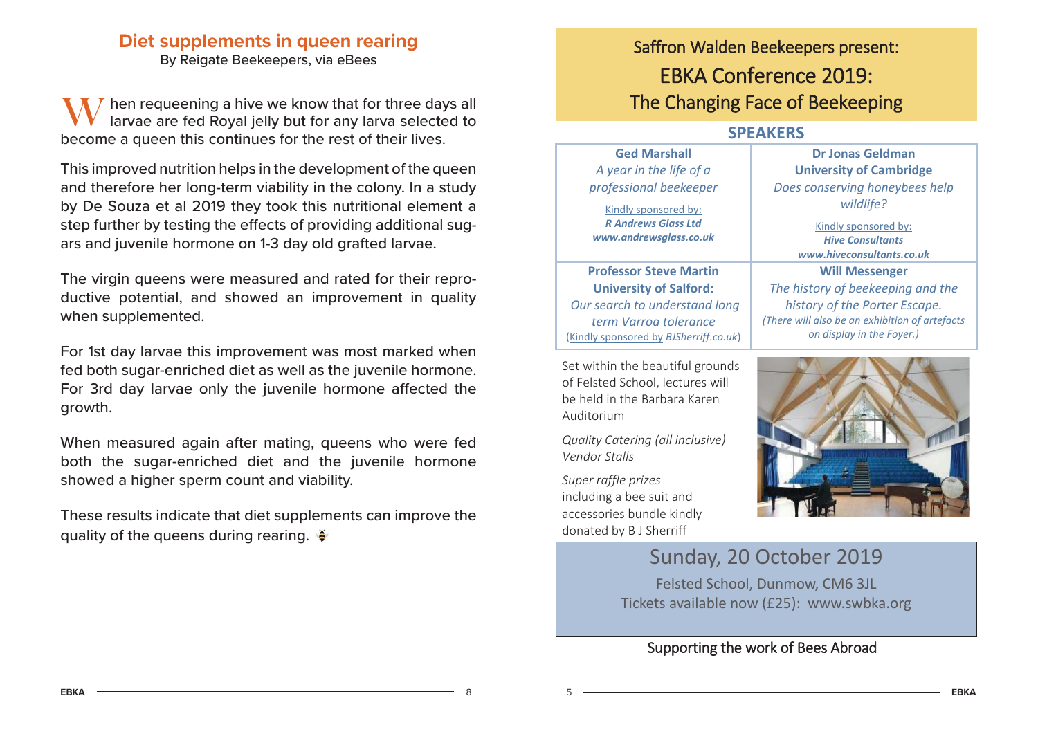## Diet supplements in queen rearing

By Reigate Beekeepers, via eBees

When requeening a hive we know that for three days all larvae are fed Royal jelly but for any larva selected to become a queen this continues for the rest of their lives.

This improved nutrition helps in the development of the queen and therefore her long-term viability in the colony. In a study by De Souza et al 2019 they took this nutritional element a step further by testing the effects of providing additional sugars and juvenile hormone on 1-3 day old grafted larvae.

The virgin queens were measured and rated for their reproductive potential, and showed an improvement in quality when supplemented.

For 1st day larvae this improvement was most marked when fed both sugar-enriched diet as well as the juvenile hormone. For 3rd day larvae only the juvenile hormone affected the growth.

When measured again after mating, queens who were fed both the sugar-enriched diet and the juvenile hormone showed a higher sperm count and viability.

These results indicate that diet supplements can improve the quality of the queens during rearing.

## Saffron Walden Beekeepers present:

## EBKA Conference 2019: The Changing Face of Beekeeping

### SPEAKERS

| | |
|---|---|
| **Ged Marshall**<br>*A year in the life of a professional beekeeper*<br>Kindly sponsored by:<br>***R Andrews Glass Ltd***<br>***www.andrewsglass.co.uk*** | **Dr Jonas Geldman**<br>**University of Cambridge**<br>*Does conserving honeybees help wildlife?*<br>Kindly sponsored by:<br>***Hive Consultants***<br>***www.hiveconsultants.co.uk*** |
| **Professor Steve Martin**<br>**University of Salford:**<br>*Our search to understand long term Varroa tolerance*<br>(Kindly sponsored by *BJSherriff.co.uk*) | **Will Messenger**<br>*The history of beekeeping and the history of the Porter Escape.*<br>*(There will also be an exhibition of artefacts on display in the Foyer.)* |

Set within the beautiful grounds of Felsted School, lectures will be held in the Barbara Karen Auditorium

*Quality Catering (all inclusive)*
*Vendor Stalls*

*Super raffle prizes* including a bee suit and accessories bundle kindly donated by B J Sherriff

### Sunday, 20 October 2019

Felsted School, Dunmow, CM6 3JL
Tickets available now (£25): www.swbka.org

Supporting the work of Bees Abroad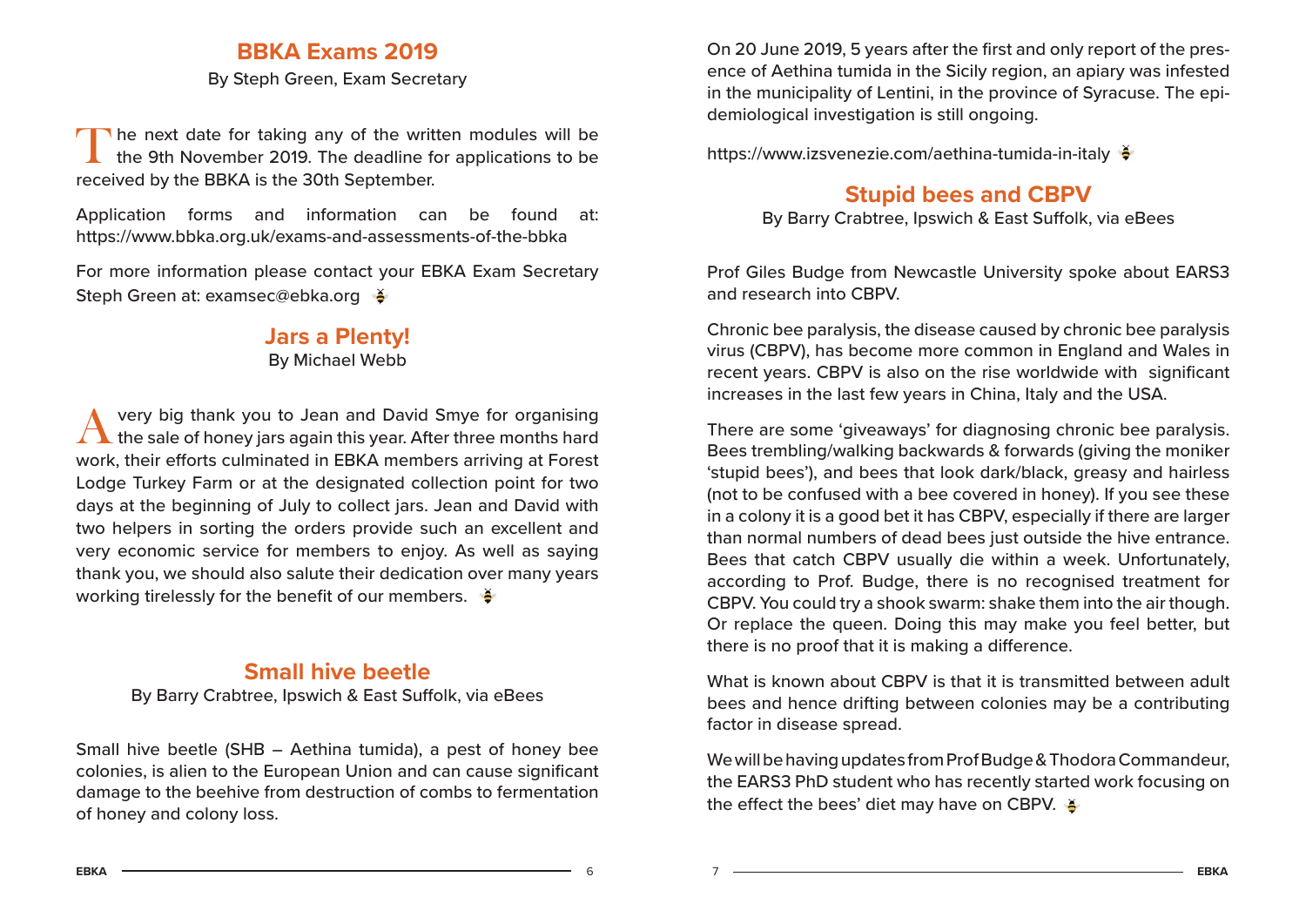## BBKA Exams 2019

By Steph Green, Exam Secretary

The next date for taking any of the written modules will be the 9th November 2019. The deadline for applications to be received by the BBKA is the 30th September.

Application forms and information can be found at: https://www.bbka.org.uk/exams-and-assessments-of-the-bbka

For more information please contact your EBKA Exam Secretary Steph Green at: examsec@ebka.org

## Jars a Plenty!

By Michael Webb

A very big thank you to Jean and David Smye for organising the sale of honey jars again this year. After three months hard work, their efforts culminated in EBKA members arriving at Forest Lodge Turkey Farm or at the designated collection point for two days at the beginning of July to collect jars. Jean and David with two helpers in sorting the orders provide such an excellent and very economic service for members to enjoy. As well as saying thank you, we should also salute their dedication over many years working tirelessly for the benefit of our members.

## Small hive beetle

By Barry Crabtree, Ipswich & East Suffolk, via eBees

Small hive beetle (SHB – Aethina tumida), a pest of honey bee colonies, is alien to the European Union and can cause significant damage to the beehive from destruction of combs to fermentation of honey and colony loss.

On 20 June 2019, 5 years after the first and only report of the presence of Aethina tumida in the Sicily region, an apiary was infested in the municipality of Lentini, in the province of Syracuse. The epidemiological investigation is still ongoing.

https://www.izsvenezie.com/aethina-tumida-in-italy

## Stupid bees and CBPV

By Barry Crabtree, Ipswich & East Suffolk, via eBees

Prof Giles Budge from Newcastle University spoke about EARS3 and research into CBPV.

Chronic bee paralysis, the disease caused by chronic bee paralysis virus (CBPV), has become more common in England and Wales in recent years. CBPV is also on the rise worldwide with significant increases in the last few years in China, Italy and the USA.

There are some 'giveaways' for diagnosing chronic bee paralysis. Bees trembling/walking backwards & forwards (giving the moniker 'stupid bees'), and bees that look dark/black, greasy and hairless (not to be confused with a bee covered in honey). If you see these in a colony it is a good bet it has CBPV, especially if there are larger than normal numbers of dead bees just outside the hive entrance. Bees that catch CBPV usually die within a week. Unfortunately, according to Prof. Budge, there is no recognised treatment for CBPV. You could try a shook swarm: shake them into the air though. Or replace the queen. Doing this may make you feel better, but there is no proof that it is making a difference.

What is known about CBPV is that it is transmitted between adult bees and hence drifting between colonies may be a contributing factor in disease spread.

We will be having updates from Prof Budge & Thodora Commandeur, the EARS3 PhD student who has recently started work focusing on the effect the bees' diet may have on CBPV.